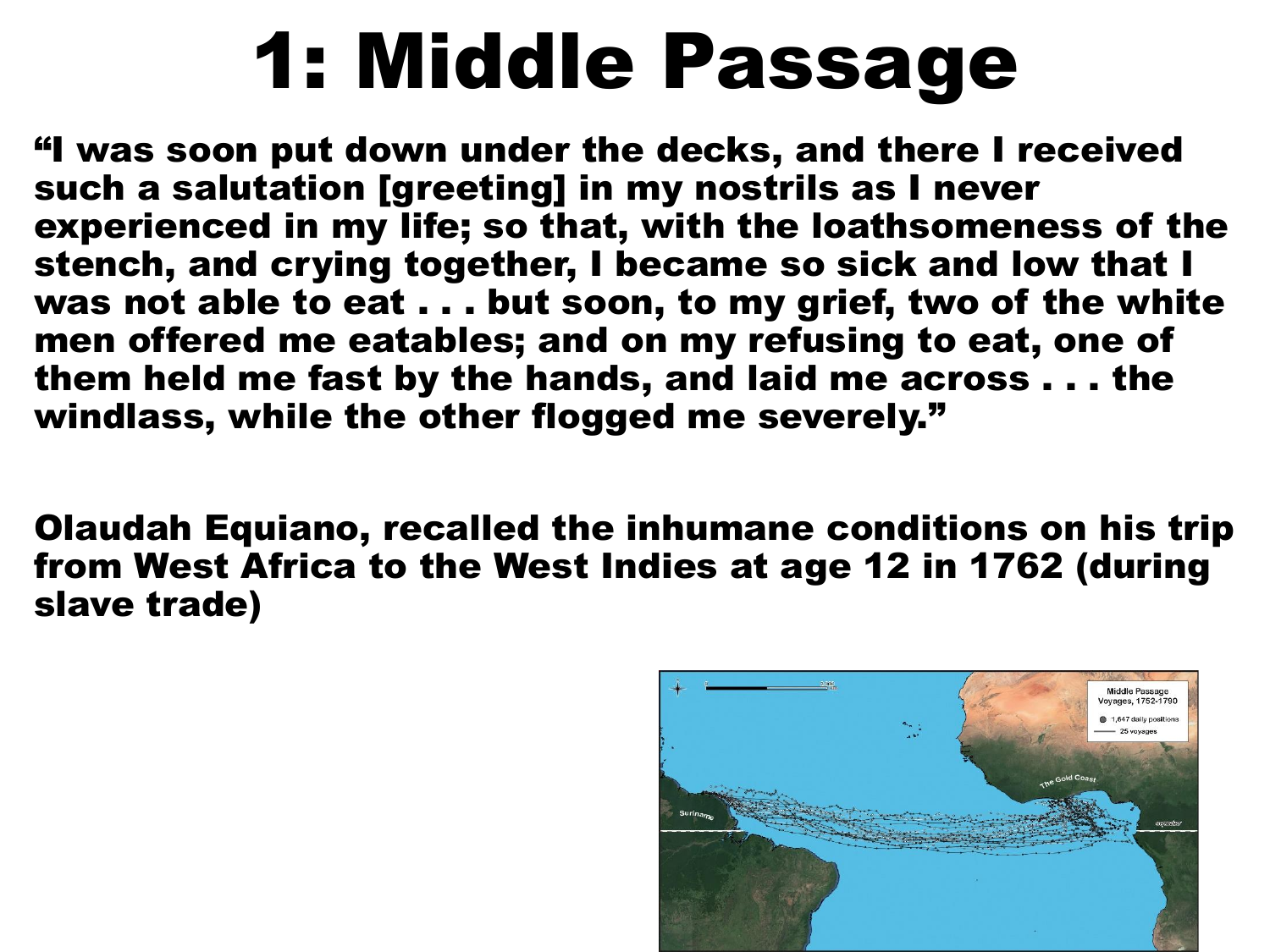# 1: Middle Passage

**"I was soon put down under the decks, and there I received such a salutation [greeting] in my nostrils as I never experienced in my life; so that, with the loathsomeness of the stench, and crying together, I became so sick and low that I was not able to eat . . . but soon, to my grief, two of the white men offered me eatables; and on my refusing to eat, one of them held me fast by the hands, and laid me across . . . the windlass, while the other flogged me severely."**

**Olaudah Equiano, recalled the inhumane conditions on his trip from West Africa to the West Indies at age 12 in 1762 (during slave trade)**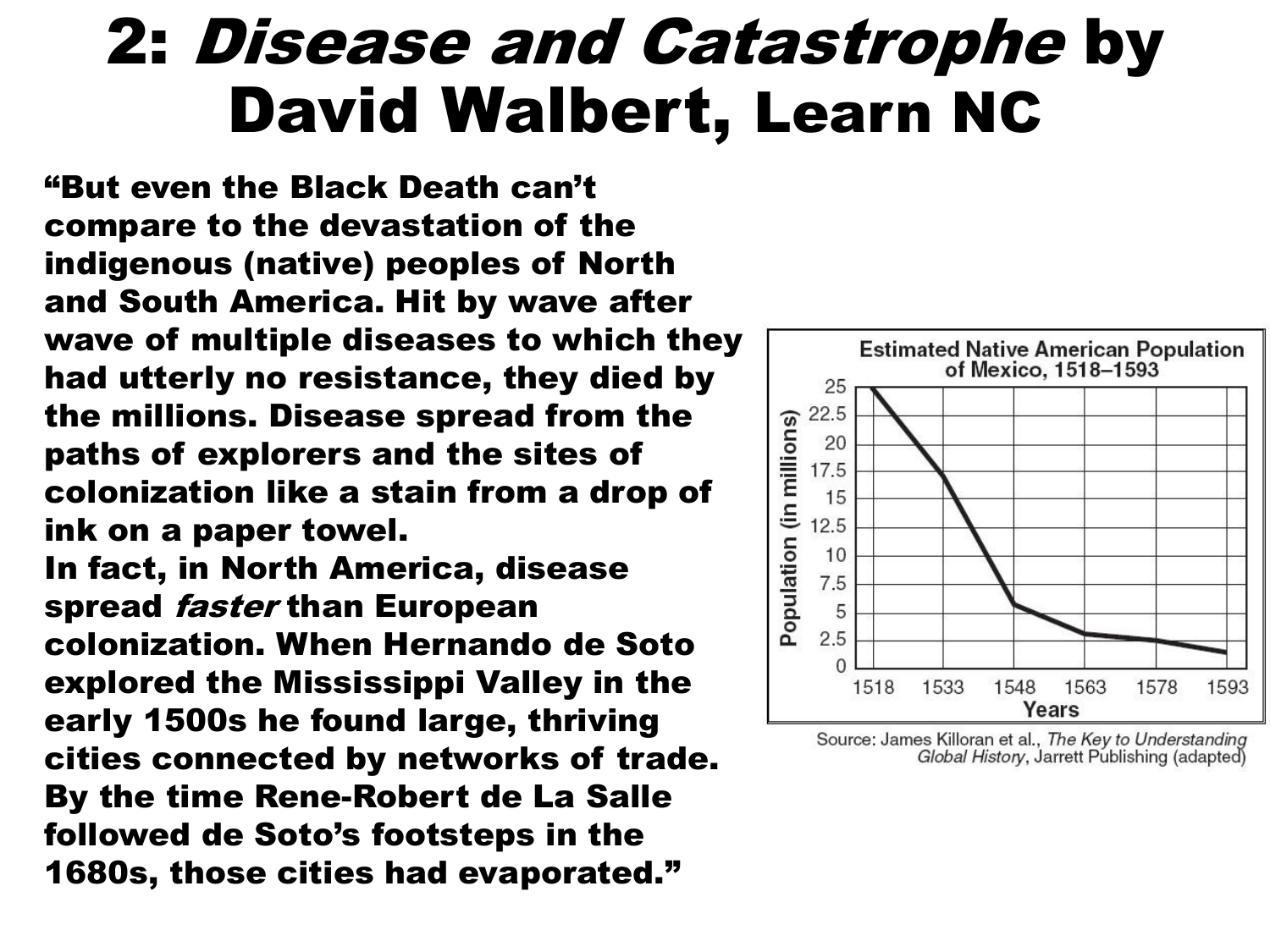# 2: *Disease and Catastrophe* by David Walbert, Learn NC

**"But even the Black Death can't compare to the devastation of the indigenous (native) peoples of North and South America. Hit by wave after wave of multiple diseases to which they had utterly no resistance, they died by the millions. Disease spread from the paths of explorers and the sites of colonization like a stain from a drop of ink on a paper towel.**

**In fact, in North America, disease spread *faster* than European colonization. When Hernando de Soto explored the Mississippi Valley in the early 1500s he found large, thriving cities connected by networks of trade. By the time Rene-Robert de La Salle followed de Soto's footsteps in the 1680s, those cities had evaporated."**

**Estimated Native American Population of Mexico, 1518–1593**

Population (in millions): 0, 2.5, 5, 7.5, 10, 12.5, 15, 17.5, 20, 22.5, 25

Years: 1518, 1533, 1548, 1563, 1578, 1593

Source: James Killoran et al., *The Key to Understanding Global History*, Jarrett Publishing (adapted)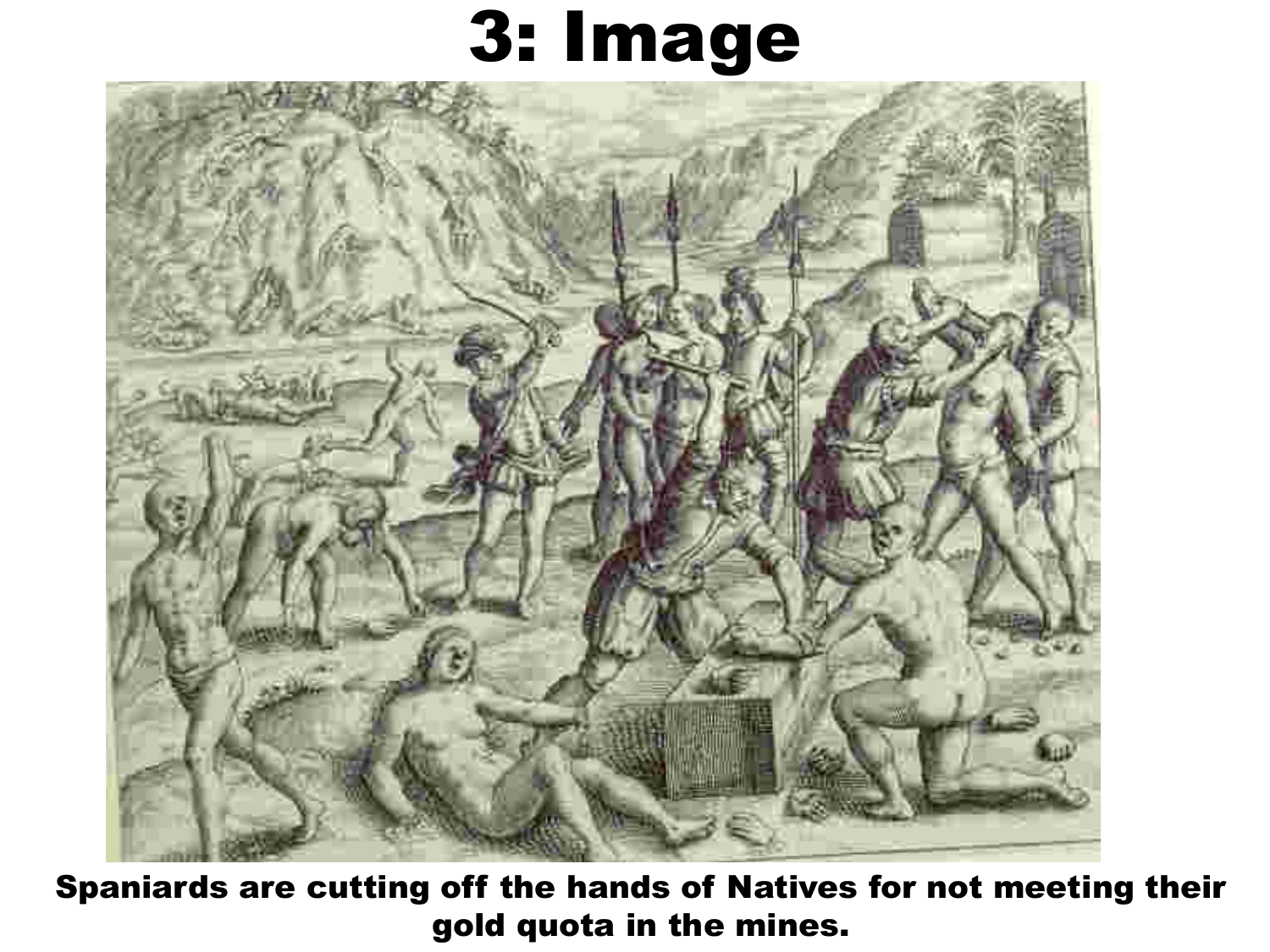# 3: Image

**Spaniards are cutting off the hands of Natives for not meeting their gold quota in the mines.**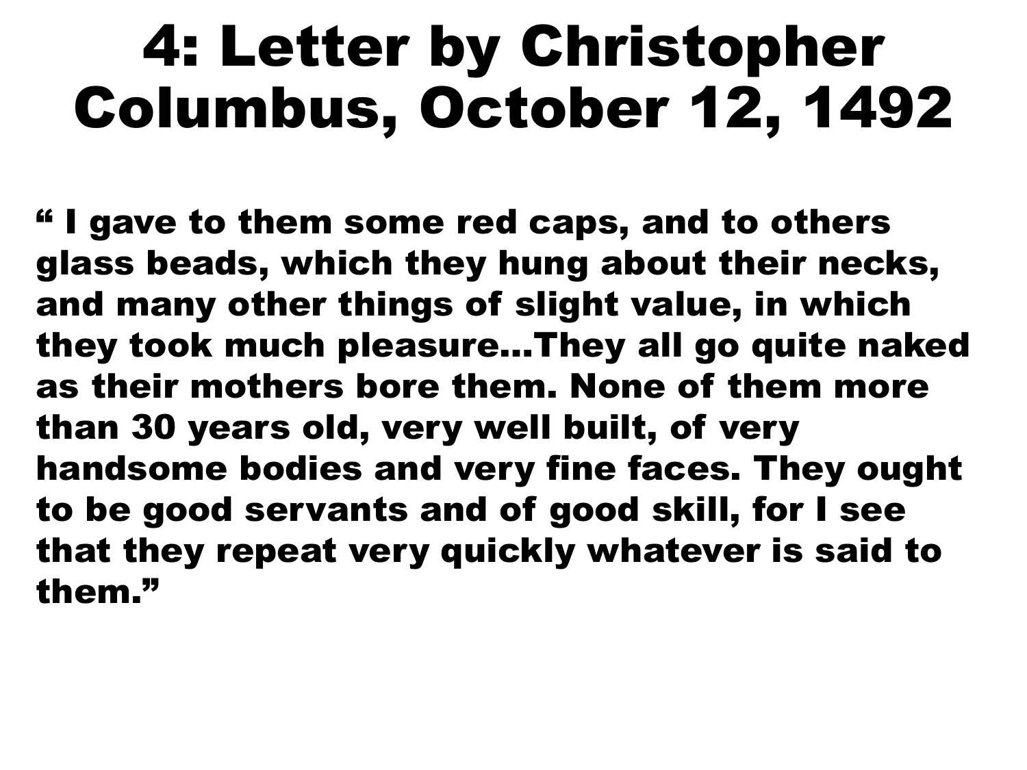# 4: Letter by Christopher Columbus, October 12, 1492

**" I gave to them some red caps, and to others glass beads, which they hung about their necks, and many other things of slight value, in which they took much pleasure…They all go quite naked as their mothers bore them. None of them more than 30 years old, very well built, of very handsome bodies and very fine faces. They ought to be good servants and of good skill, for I see that they repeat very quickly whatever is said to them."**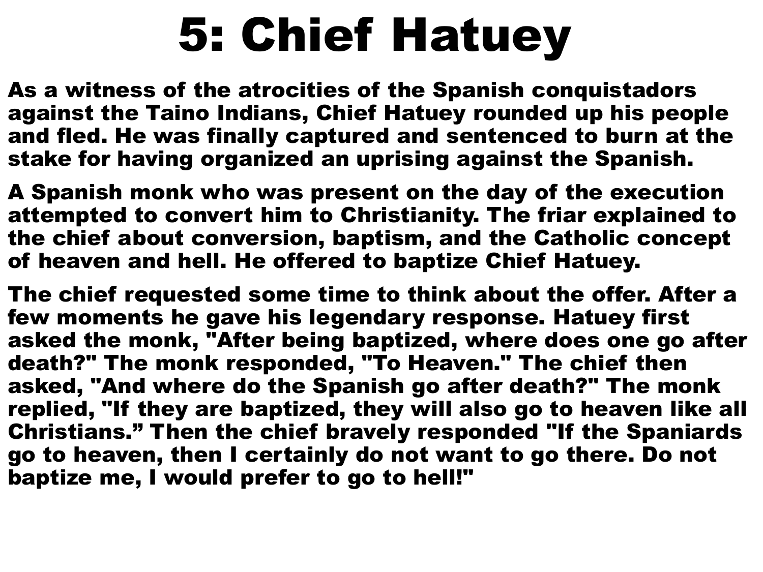# 5: Chief Hatuey

As a witness of the atrocities of the Spanish conquistadors against the Taino Indians, Chief Hatuey rounded up his people and fled. He was finally captured and sentenced to burn at the stake for having organized an uprising against the Spanish.

A Spanish monk who was present on the day of the execution attempted to convert him to Christianity. The friar explained to the chief about conversion, baptism, and the Catholic concept of heaven and hell. He offered to baptize Chief Hatuey.

The chief requested some time to think about the offer. After a few moments he gave his legendary response. Hatuey first asked the monk, "After being baptized, where does one go after death?" The monk responded, "To Heaven." The chief then asked, "And where do the Spanish go after death?" The monk replied, "If they are baptized, they will also go to heaven like all Christians." Then the chief bravely responded "If the Spaniards go to heaven, then I certainly do not want to go there. Do not baptize me, I would prefer to go to hell!"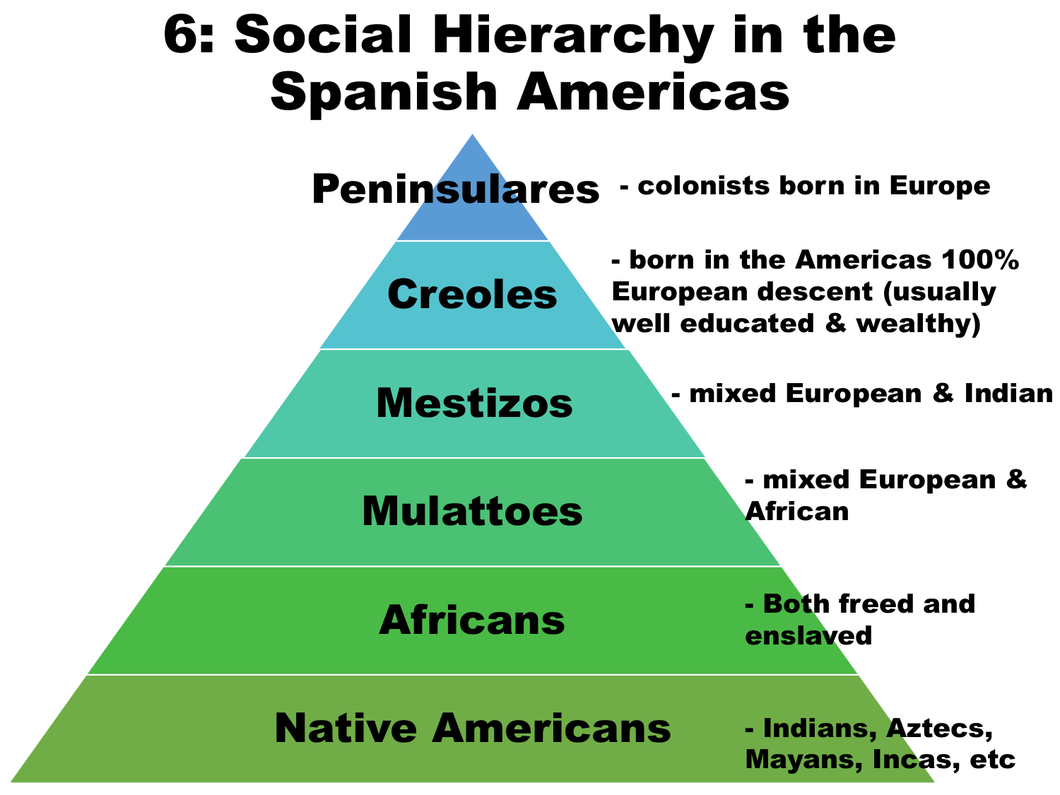# 6: Social Hierarchy in the Spanish Americas

- **Peninsulares** - colonists born in Europe
- **Creoles** - born in the Americas 100% European descent (usually well educated & wealthy)
- **Mestizos** - mixed European & Indian
- **Mulattoes** - mixed European & African
- **Africans** - Both freed and enslaved
- **Native Americans** - Indians, Aztecs, Mayans, Incas, etc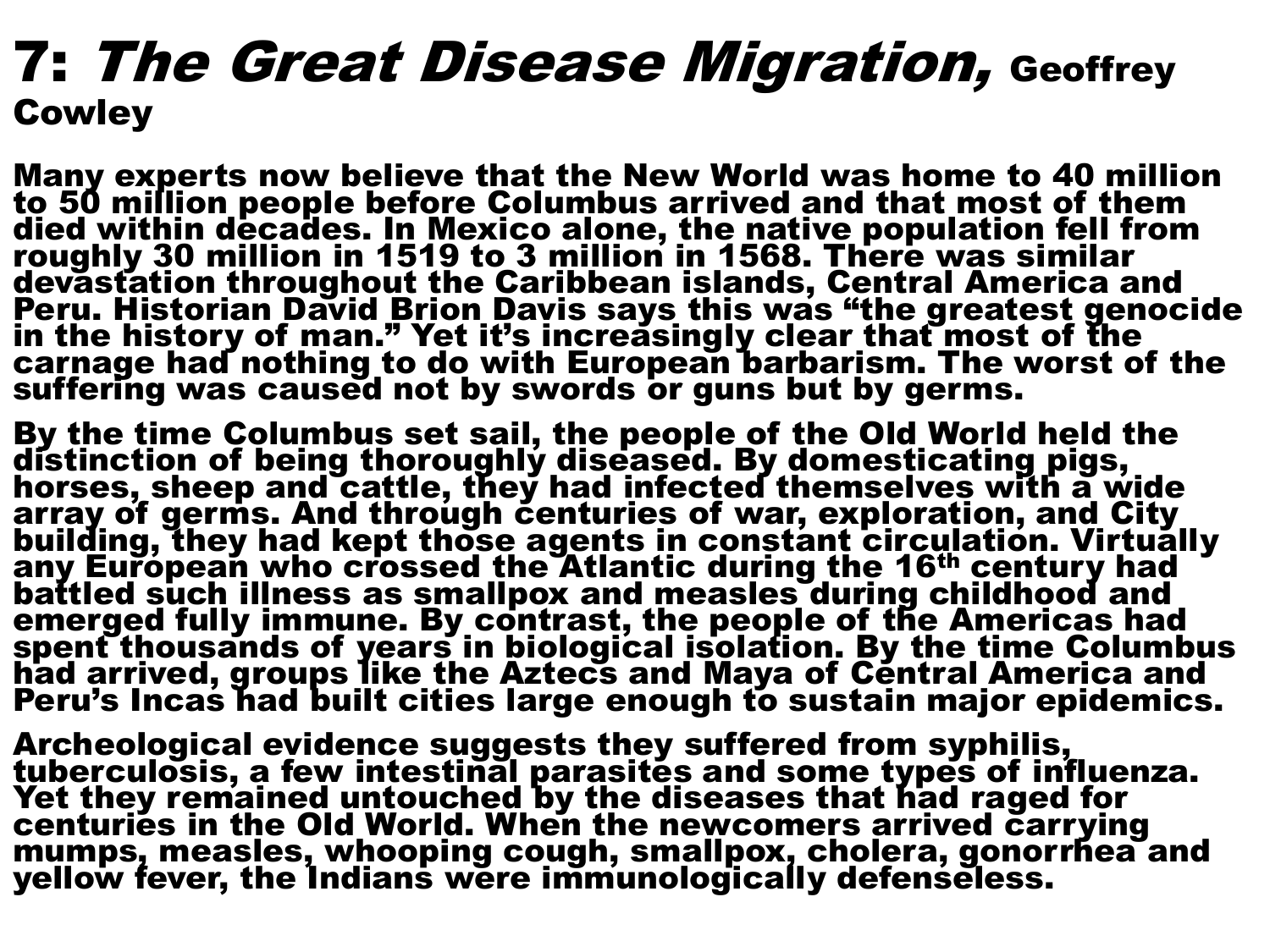# 7: *The Great Disease Migration,* Geoffrey Cowley

Many experts now believe that the New World was home to 40 million to 50 million people before Columbus arrived and that most of them died within decades. In Mexico alone, the native population fell from roughly 30 million in 1519 to 3 million in 1568. There was similar devastation throughout the Caribbean islands, Central America and Peru. Historian David Brion Davis says this was "the greatest genocide in the history of man." Yet it's increasingly clear that most of the carnage had nothing to do with European barbarism. The worst of the suffering was caused not by swords or guns but by germs.

By the time Columbus set sail, the people of the Old World held the distinction of being thoroughly diseased. By domesticating pigs, horses, sheep and cattle, they had infected themselves with a wide array of germs. And through centuries of war, exploration, and City building, they had kept those agents in constant circulation. Virtually any European who crossed the Atlantic during the 16th century had battled such illness as smallpox and measles during childhood and emerged fully immune. By contrast, the people of the Americas had spent thousands of years in biological isolation. By the time Columbus had arrived, groups like the Aztecs and Maya of Central America and Peru's Incas had built cities large enough to sustain major epidemics.

Archeological evidence suggests they suffered from syphilis, tuberculosis, a few intestinal parasites and some types of influenza. Yet they remained untouched by the diseases that had raged for centuries in the Old World. When the newcomers arrived carrying mumps, measles, whooping cough, smallpox, cholera, gonorrhea and yellow fever, the Indians were immunologically defenseless.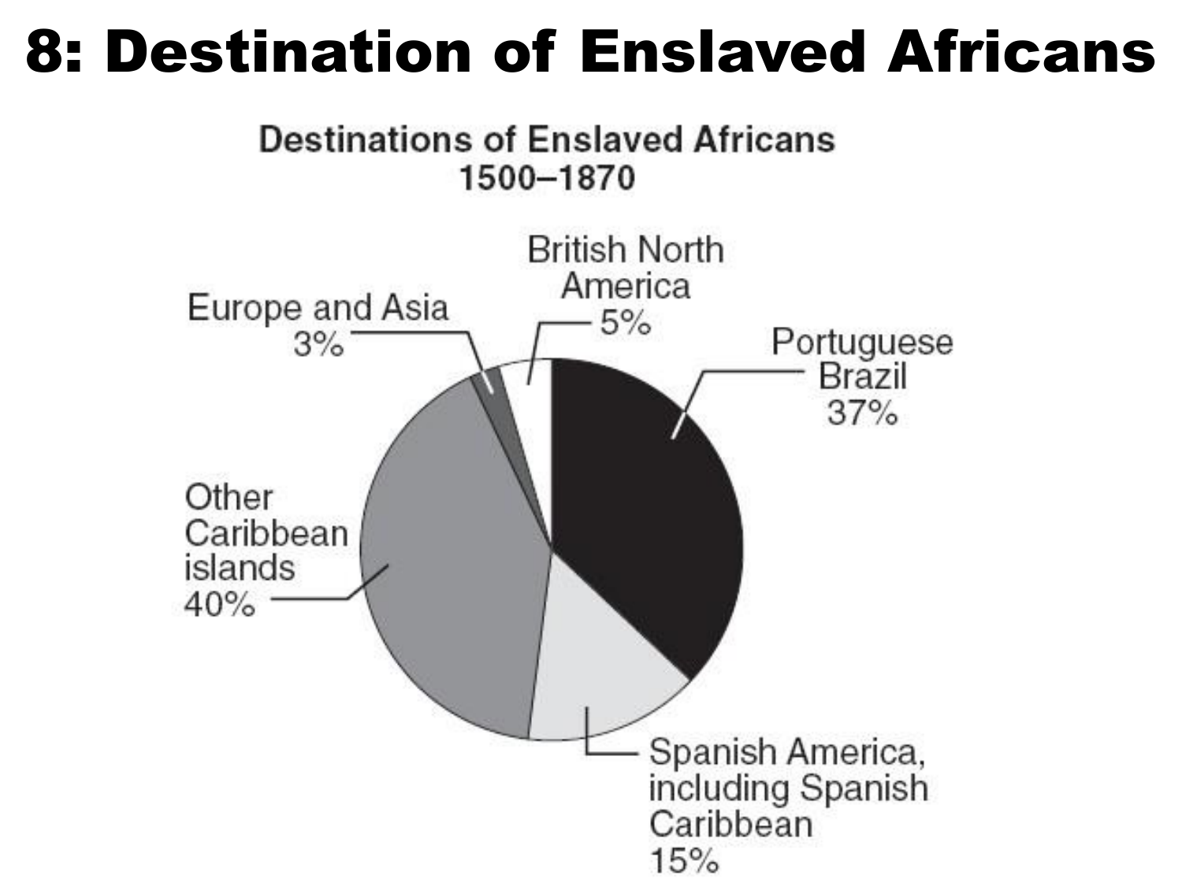# 8: Destination of Enslaved Africans

Destinations of Enslaved Africans
1500–1870

British North America
5%

Europe and Asia
3%

Portuguese Brazil
37%

Other Caribbean islands
40%

Spanish America, including Spanish Caribbean
15%